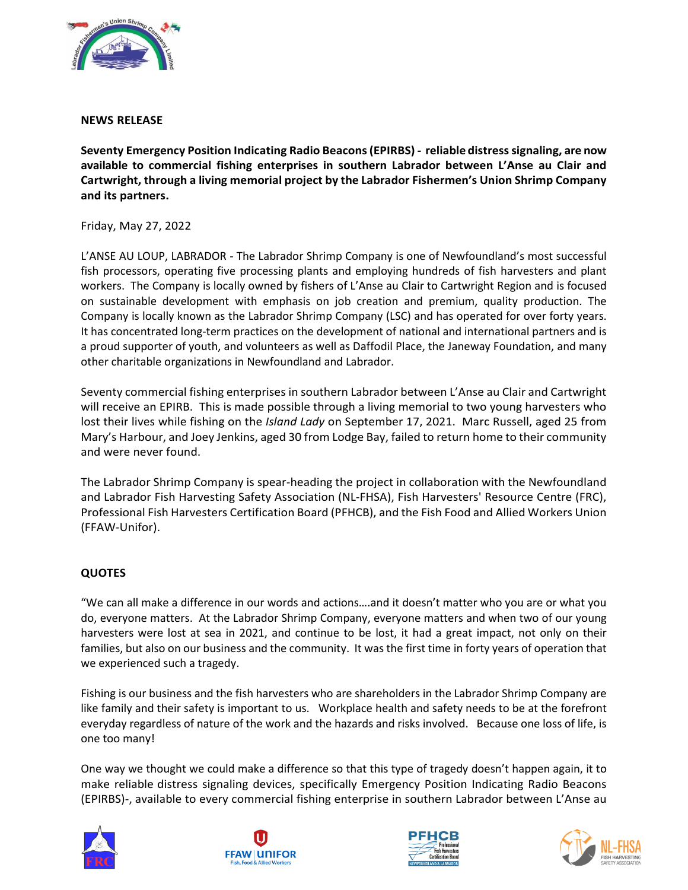**NEWS RELEASE**

**Seventy Emergency Position Indicating Radio Beacons (EPIRBS) - reliable distress signaling, are now available to commercial fishing enterprises in southern Labrador between L'Anse au Clair and Cartwright, through a living memorial project by the Labrador Fishermen's Union Shrimp Company and its partners.**

Friday, May 27, 2022

L'ANSE AU LOUP, LABRADOR - The Labrador Shrimp Company is one of Newfoundland's most successful fish processors, operating five processing plants and employing hundreds of fish harvesters and plant workers. The Company is locally owned by fishers of L'Anse au Clair to Cartwright Region and is focused on sustainable development with emphasis on job creation and premium, quality production. The Company is locally known as the Labrador Shrimp Company (LSC) and has operated for over forty years. It has concentrated long-term practices on the development of national and international partners and is a proud supporter of youth, and volunteers as well as Daffodil Place, the Janeway Foundation, and many other charitable organizations in Newfoundland and Labrador.

Seventy commercial fishing enterprises in southern Labrador between L'Anse au Clair and Cartwright will receive an EPIRB. This is made possible through a living memorial to two young harvesters who lost their lives while fishing on the *Island Lady* on September 17, 2021. Marc Russell, aged 25 from Mary's Harbour, and Joey Jenkins, aged 30 from Lodge Bay, failed to return home to their community and were never found.

The Labrador Shrimp Company is spear-heading the project in collaboration with the Newfoundland and Labrador Fish Harvesting Safety Association (NL-FHSA), Fish Harvesters' Resource Centre (FRC), Professional Fish Harvesters Certification Board (PFHCB), and the Fish Food and Allied Workers Union (FFAW-Unifor).

**QUOTES**

"We can all make a difference in our words and actions….and it doesn't matter who you are or what you do, everyone matters. At the Labrador Shrimp Company, everyone matters and when two of our young harvesters were lost at sea in 2021, and continue to be lost, it had a great impact, not only on their families, but also on our business and the community. It was the first time in forty years of operation that we experienced such a tragedy.

Fishing is our business and the fish harvesters who are shareholders in the Labrador Shrimp Company are like family and their safety is important to us. Workplace health and safety needs to be at the forefront everyday regardless of nature of the work and the hazards and risks involved. Because one loss of life, is one too many!

One way we thought we could make a difference so that this type of tragedy doesn't happen again, it to make reliable distress signaling devices, specifically Emergency Position Indicating Radio Beacons (EPIRBS)-, available to every commercial fishing enterprise in southern Labrador between L'Anse au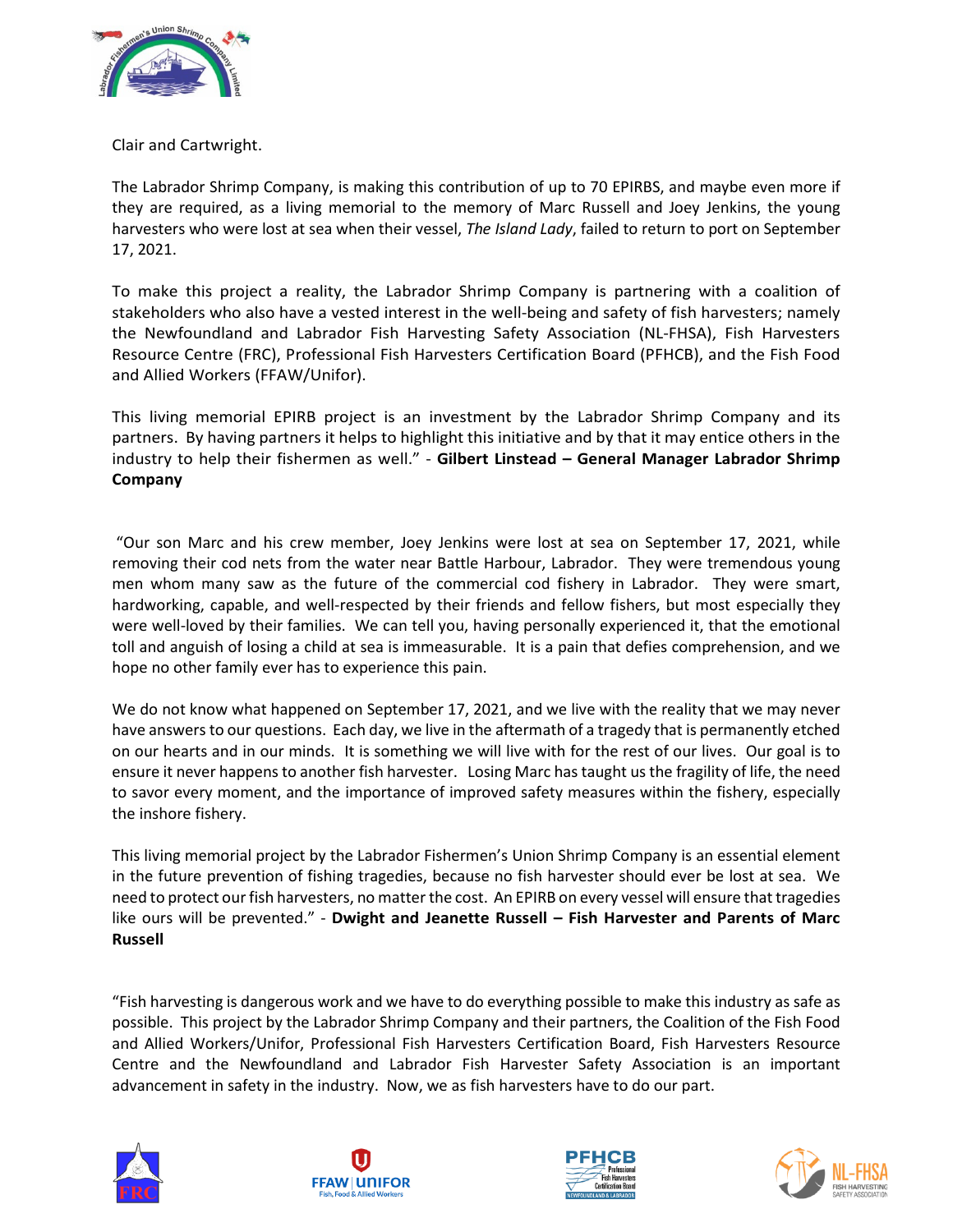Clair and Cartwright.

The Labrador Shrimp Company, is making this contribution of up to 70 EPIRBS, and maybe even more if they are required, as a living memorial to the memory of Marc Russell and Joey Jenkins, the young harvesters who were lost at sea when their vessel, *The Island Lady*, failed to return to port on September 17, 2021.

To make this project a reality, the Labrador Shrimp Company is partnering with a coalition of stakeholders who also have a vested interest in the well-being and safety of fish harvesters; namely the Newfoundland and Labrador Fish Harvesting Safety Association (NL-FHSA), Fish Harvesters Resource Centre (FRC), Professional Fish Harvesters Certification Board (PFHCB), and the Fish Food and Allied Workers (FFAW/Unifor).

This living memorial EPIRB project is an investment by the Labrador Shrimp Company and its partners. By having partners it helps to highlight this initiative and by that it may entice others in the industry to help their fishermen as well." - **Gilbert Linstead – General Manager Labrador Shrimp Company**

"Our son Marc and his crew member, Joey Jenkins were lost at sea on September 17, 2021, while removing their cod nets from the water near Battle Harbour, Labrador. They were tremendous young men whom many saw as the future of the commercial cod fishery in Labrador. They were smart, hardworking, capable, and well-respected by their friends and fellow fishers, but most especially they were well-loved by their families. We can tell you, having personally experienced it, that the emotional toll and anguish of losing a child at sea is immeasurable. It is a pain that defies comprehension, and we hope no other family ever has to experience this pain.

We do not know what happened on September 17, 2021, and we live with the reality that we may never have answers to our questions. Each day, we live in the aftermath of a tragedy that is permanently etched on our hearts and in our minds. It is something we will live with for the rest of our lives. Our goal is to ensure it never happens to another fish harvester. Losing Marc has taught us the fragility of life, the need to savor every moment, and the importance of improved safety measures within the fishery, especially the inshore fishery.

This living memorial project by the Labrador Fishermen's Union Shrimp Company is an essential element in the future prevention of fishing tragedies, because no fish harvester should ever be lost at sea. We need to protect our fish harvesters, no matter the cost. An EPIRB on every vessel will ensure that tragedies like ours will be prevented." - **Dwight and Jeanette Russell – Fish Harvester and Parents of Marc Russell**

"Fish harvesting is dangerous work and we have to do everything possible to make this industry as safe as possible. This project by the Labrador Shrimp Company and their partners, the Coalition of the Fish Food and Allied Workers/Unifor, Professional Fish Harvesters Certification Board, Fish Harvesters Resource Centre and the Newfoundland and Labrador Fish Harvester Safety Association is an important advancement in safety in the industry. Now, we as fish harvesters have to do our part.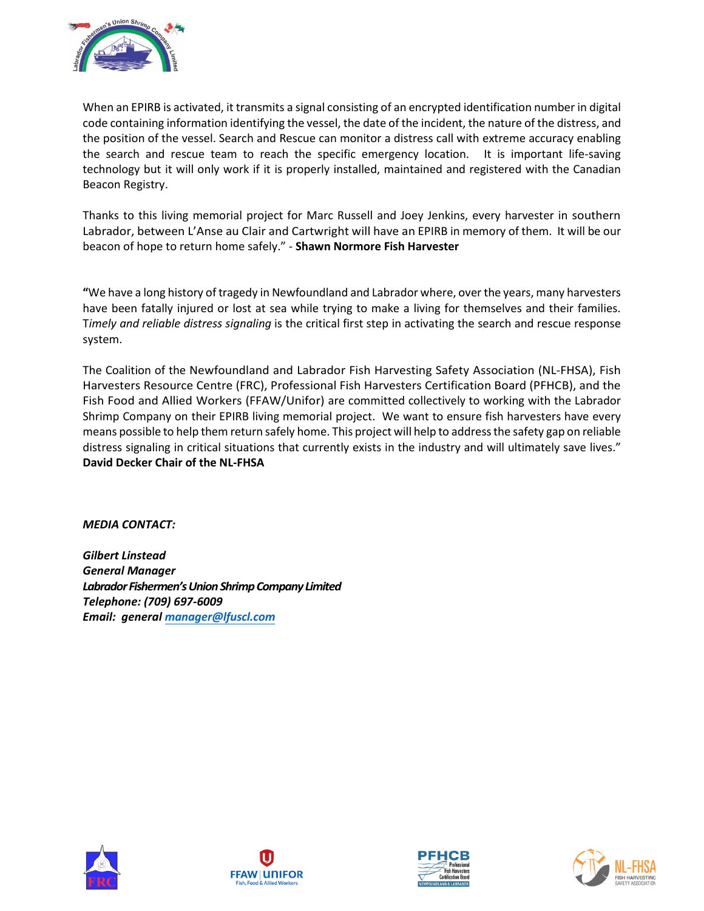When an EPIRB is activated, it transmits a signal consisting of an encrypted identification number in digital code containing information identifying the vessel, the date of the incident, the nature of the distress, and the position of the vessel. Search and Rescue can monitor a distress call with extreme accuracy enabling the search and rescue team to reach the specific emergency location. It is important life-saving technology but it will only work if it is properly installed, maintained and registered with the Canadian Beacon Registry.

Thanks to this living memorial project for Marc Russell and Joey Jenkins, every harvester in southern Labrador, between L'Anse au Clair and Cartwright will have an EPIRB in memory of them. It will be our beacon of hope to return home safely." - **Shawn Normore Fish Harvester**

**"**We have a long history of tragedy in Newfoundland and Labrador where, over the years, many harvesters have been fatally injured or lost at sea while trying to make a living for themselves and their families. T*imely and reliable distress signaling* is the critical first step in activating the search and rescue response system.

The Coalition of the Newfoundland and Labrador Fish Harvesting Safety Association (NL-FHSA), Fish Harvesters Resource Centre (FRC), Professional Fish Harvesters Certification Board (PFHCB), and the Fish Food and Allied Workers (FFAW/Unifor) are committed collectively to working with the Labrador Shrimp Company on their EPIRB living memorial project. We want to ensure fish harvesters have every means possible to help them return safely home. This project will help to address the safety gap on reliable distress signaling in critical situations that currently exists in the industry and will ultimately save lives."
**David Decker Chair of the NL-FHSA**

***MEDIA CONTACT:***

***Gilbert Linstead***
***General Manager***
***Labrador Fishermen's Union Shrimp Company Limited***
***Telephone: (709) 697-6009***
***Email: general manager@lfuscl.com***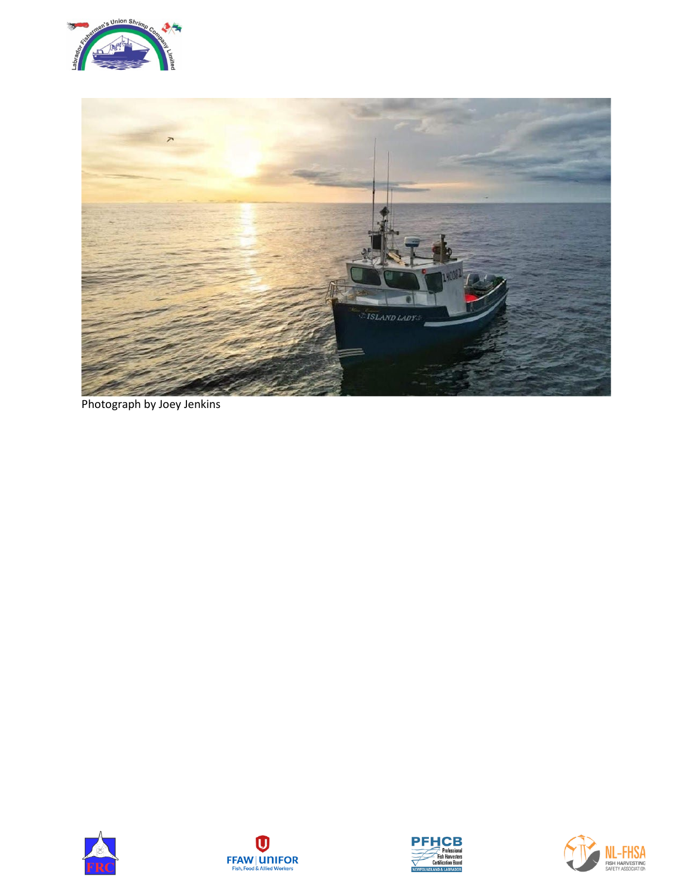Photograph by Joey Jenkins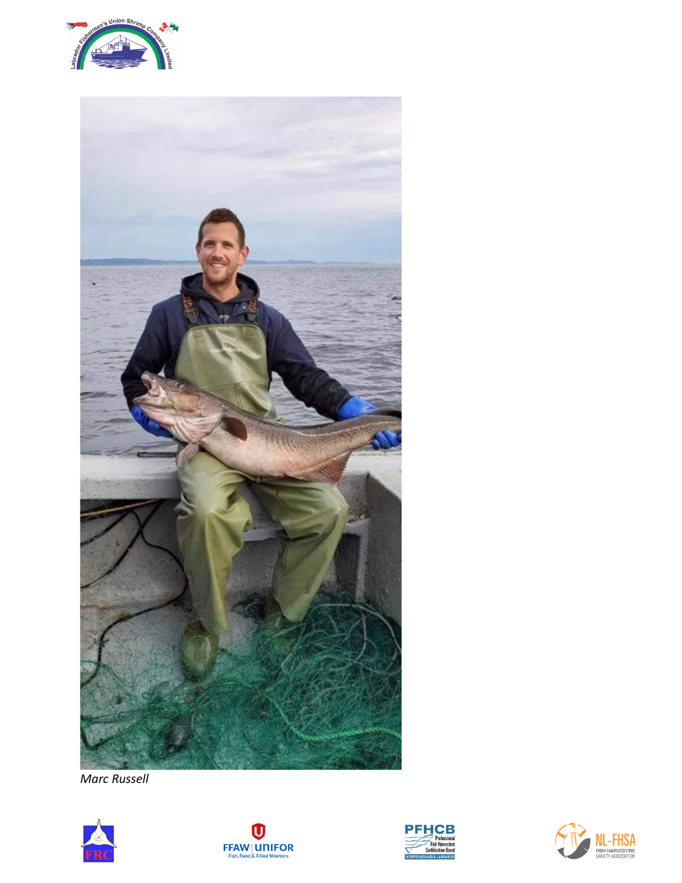*Marc Russell*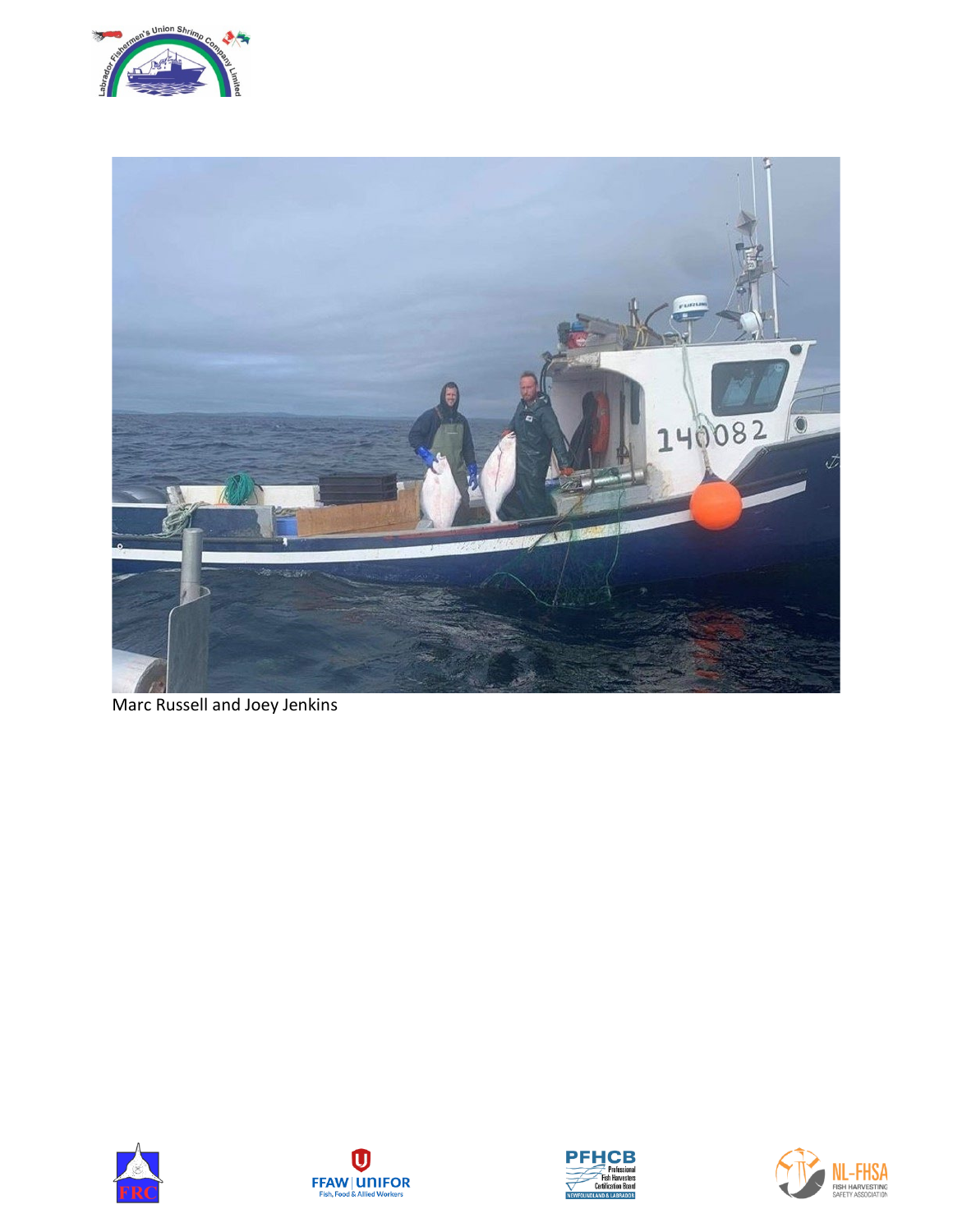Marc Russell and Joey Jenkins